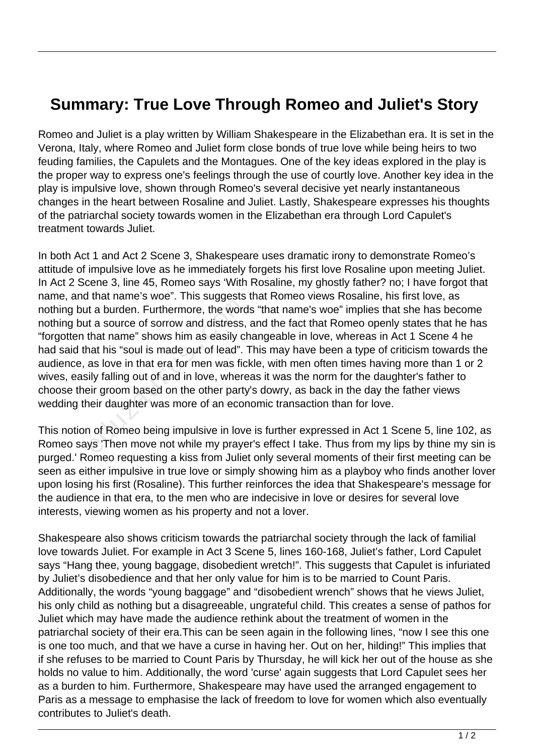# Summary: True Love Through Romeo and Juliet's Story

Romeo and Juliet is a play written by William Shakespeare in the Elizabethan era. It is set in the Verona, Italy, where Romeo and Juliet form close bonds of true love while being heirs to two feuding families, the Capulets and the Montagues. One of the key ideas explored in the play is the proper way to express one's feelings through the use of courtly love. Another key idea in the play is impulsive love, shown through Romeo's several decisive yet nearly instantaneous changes in the heart between Rosaline and Juliet. Lastly, Shakespeare expresses his thoughts of the patriarchal society towards women in the Elizabethan era through Lord Capulet's treatment towards Juliet.

In both Act 1 and Act 2 Scene 3, Shakespeare uses dramatic irony to demonstrate Romeo's attitude of impulsive love as he immediately forgets his first love Rosaline upon meeting Juliet. In Act 2 Scene 3, line 45, Romeo says 'With Rosaline, my ghostly father? no; I have forgot that name, and that name's woe". This suggests that Romeo views Rosaline, his first love, as nothing but a burden. Furthermore, the words "that name's woe" implies that she has become nothing but a source of sorrow and distress, and the fact that Romeo openly states that he has "forgotten that name" shows him as easily changeable in love, whereas in Act 1 Scene 4 he had said that his "soul is made out of lead". This may have been a type of criticism towards the audience, as love in that era for men was fickle, with men often times having more than 1 or 2 wives, easily falling out of and in love, whereas it was the norm for the daughter's father to choose their groom based on the other party's dowry, as back in the day the father views wedding their daughter was more of an economic transaction than for love.

This notion of Romeo being impulsive in love is further expressed in Act 1 Scene 5, line 102, as Romeo says 'Then move not while my prayer's effect I take. Thus from my lips by thine my sin is purged.' Romeo requesting a kiss from Juliet only several moments of their first meeting can be seen as either impulsive in true love or simply showing him as a playboy who finds another lover upon losing his first (Rosaline). This further reinforces the idea that Shakespeare's message for the audience in that era, to the men who are indecisive in love or desires for several love interests, viewing women as his property and not a lover.

Shakespeare also shows criticism towards the patriarchal society through the lack of familial love towards Juliet. For example in Act 3 Scene 5, lines 160-168, Juliet's father, Lord Capulet says "Hang thee, young baggage, disobedient wretch!". This suggests that Capulet is infuriated by Juliet's disobedience and that her only value for him is to be married to Count Paris. Additionally, the words "young baggage" and "disobedient wrench" shows that he views Juliet, his only child as nothing but a disagreeable, ungrateful child. This creates a sense of pathos for Juliet which may have made the audience rethink about the treatment of women in the patriarchal society of their era.This can be seen again in the following lines, "now I see this one is one too much, and that we have a curse in having her. Out on her, hilding!" This implies that if she refuses to be married to Count Paris by Thursday, he will kick her out of the house as she holds no value to him. Additionally, the word 'curse' again suggests that Lord Capulet sees her as a burden to him. Furthermore, Shakespeare may have used the arranged engagement to Paris as a message to emphasise the lack of freedom to love for women which also eventually contributes to Juliet's death.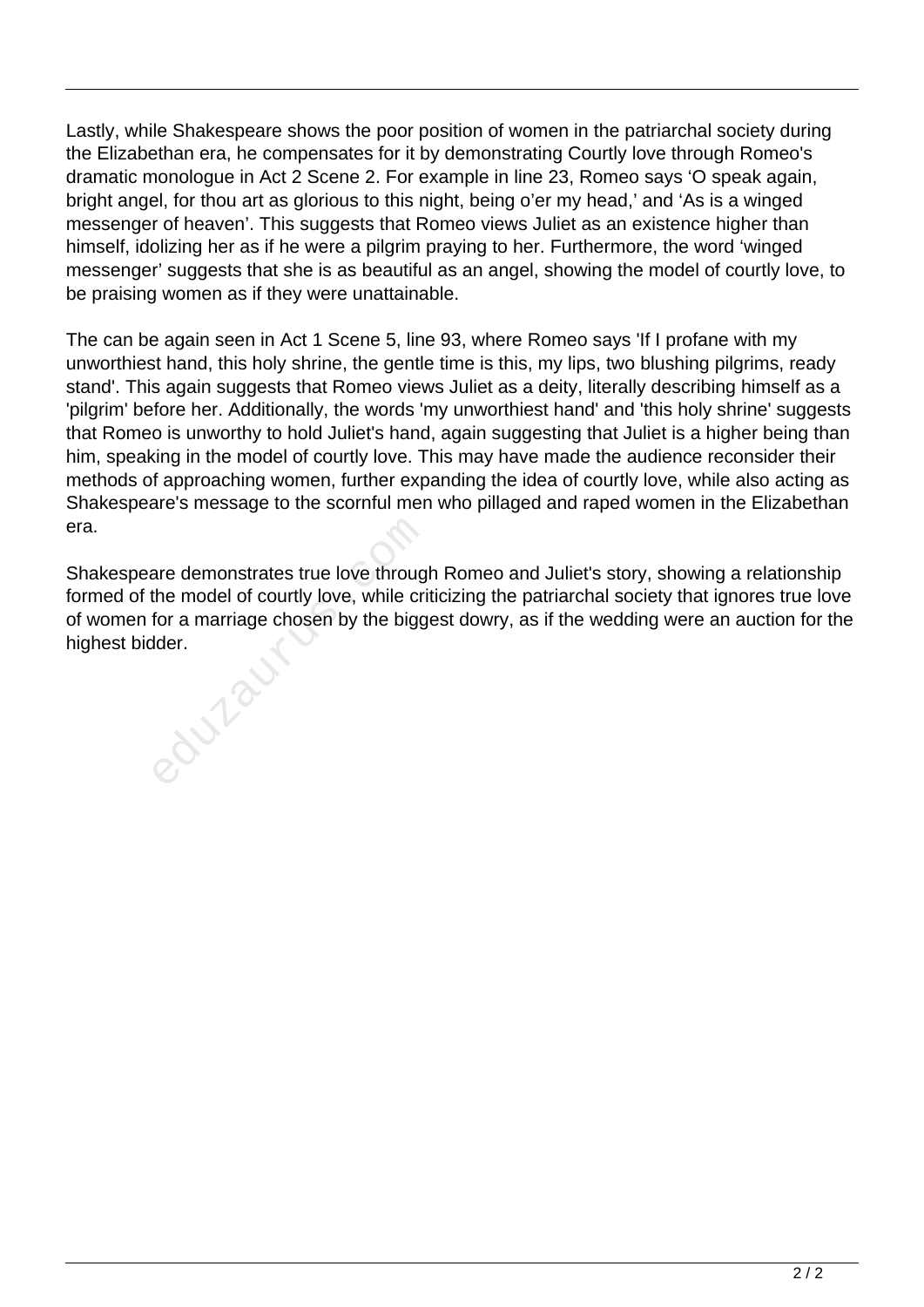Lastly, while Shakespeare shows the poor position of women in the patriarchal society during the Elizabethan era, he compensates for it by demonstrating Courtly love through Romeo's dramatic monologue in Act 2 Scene 2. For example in line 23, Romeo says ‘O speak again, bright angel, for thou art as glorious to this night, being o’er my head,’ and ‘As is a winged messenger of heaven’. This suggests that Romeo views Juliet as an existence higher than himself, idolizing her as if he were a pilgrim praying to her. Furthermore, the word ‘winged messenger’ suggests that she is as beautiful as an angel, showing the model of courtly love, to be praising women as if they were unattainable.

The can be again seen in Act 1 Scene 5, line 93, where Romeo says 'If I profane with my unworthiest hand, this holy shrine, the gentle time is this, my lips, two blushing pilgrims, ready stand'. This again suggests that Romeo views Juliet as a deity, literally describing himself as a 'pilgrim' before her. Additionally, the words 'my unworthiest hand' and 'this holy shrine' suggests that Romeo is unworthy to hold Juliet's hand, again suggesting that Juliet is a higher being than him, speaking in the model of courtly love. This may have made the audience reconsider their methods of approaching women, further expanding the idea of courtly love, while also acting as Shakespeare's message to the scornful men who pillaged and raped women in the Elizabethan era.

Shakespeare demonstrates true love through Romeo and Juliet's story, showing a relationship formed of the model of courtly love, while criticizing the patriarchal society that ignores true love of women for a marriage chosen by the biggest dowry, as if the wedding were an auction for the highest bidder.